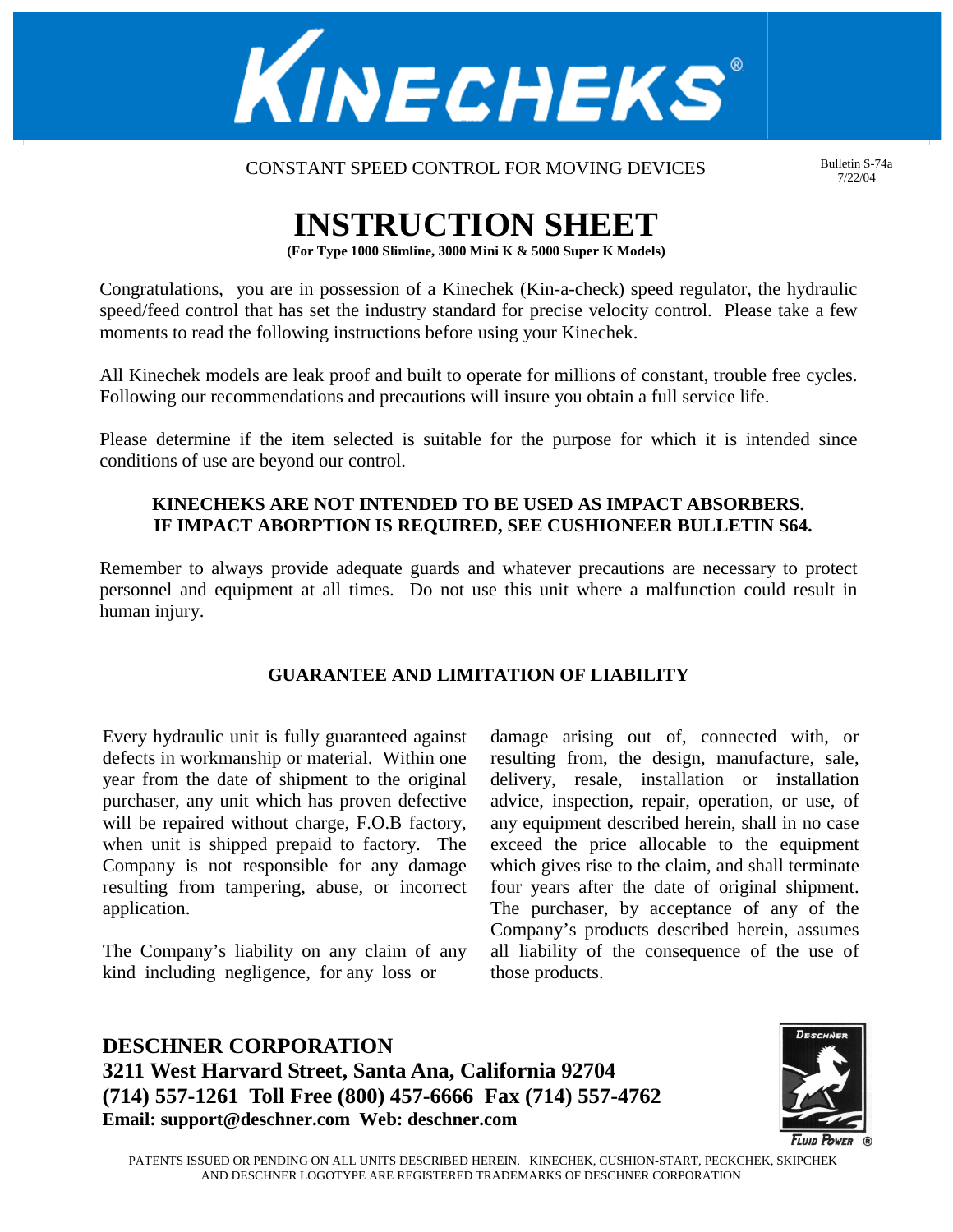# KINECHEKS®

CONSTANT SPEED CONTROL FOR MOVING DEVICES

Bulletin S-74a
7/22/04

# INSTRUCTION SHEET

**(For Type 1000 Slimline, 3000 Mini K & 5000 Super K Models)**

Congratulations, you are in possession of a Kinechek (Kin-a-check) speed regulator, the hydraulic speed/feed control that has set the industry standard for precise velocity control. Please take a few moments to read the following instructions before using your Kinechek.

All Kinechek models are leak proof and built to operate for millions of constant, trouble free cycles. Following our recommendations and precautions will insure you obtain a full service life.

Please determine if the item selected is suitable for the purpose for which it is intended since conditions of use are beyond our control.

**KINECHEKS ARE NOT INTENDED TO BE USED AS IMPACT ABSORBERS. IF IMPACT ABORPTION IS REQUIRED, SEE CUSHIONEER BULLETIN S64.**

Remember to always provide adequate guards and whatever precautions are necessary to protect personnel and equipment at all times. Do not use this unit where a malfunction could result in human injury.

## GUARANTEE AND LIMITATION OF LIABILITY

Every hydraulic unit is fully guaranteed against defects in workmanship or material. Within one year from the date of shipment to the original purchaser, any unit which has proven defective will be repaired without charge, F.O.B factory, when unit is shipped prepaid to factory. The Company is not responsible for any damage resulting from tampering, abuse, or incorrect application.

The Company's liability on any claim of any kind including negligence, for any loss or damage arising out of, connected with, or resulting from, the design, manufacture, sale, delivery, resale, installation or installation advice, inspection, repair, operation, or use, of any equipment described herein, shall in no case exceed the price allocable to the equipment which gives rise to the claim, and shall terminate four years after the date of original shipment. The purchaser, by acceptance of any of the Company's products described herein, assumes all liability of the consequence of the use of those products.

**DESCHNER CORPORATION**
**3211 West Harvard Street, Santa Ana, California 92704**
**(714) 557-1261 Toll Free (800) 457-6666 Fax (714) 557-4762**
**Email: support@deschner.com Web: deschner.com**

DESCHNER FLUID POWER ®

PATENTS ISSUED OR PENDING ON ALL UNITS DESCRIBED HEREIN. KINECHEK, CUSHION-START, PECKCHEK, SKIPCHEK AND DESCHNER LOGOTYPE ARE REGISTERED TRADEMARKS OF DESCHNER CORPORATION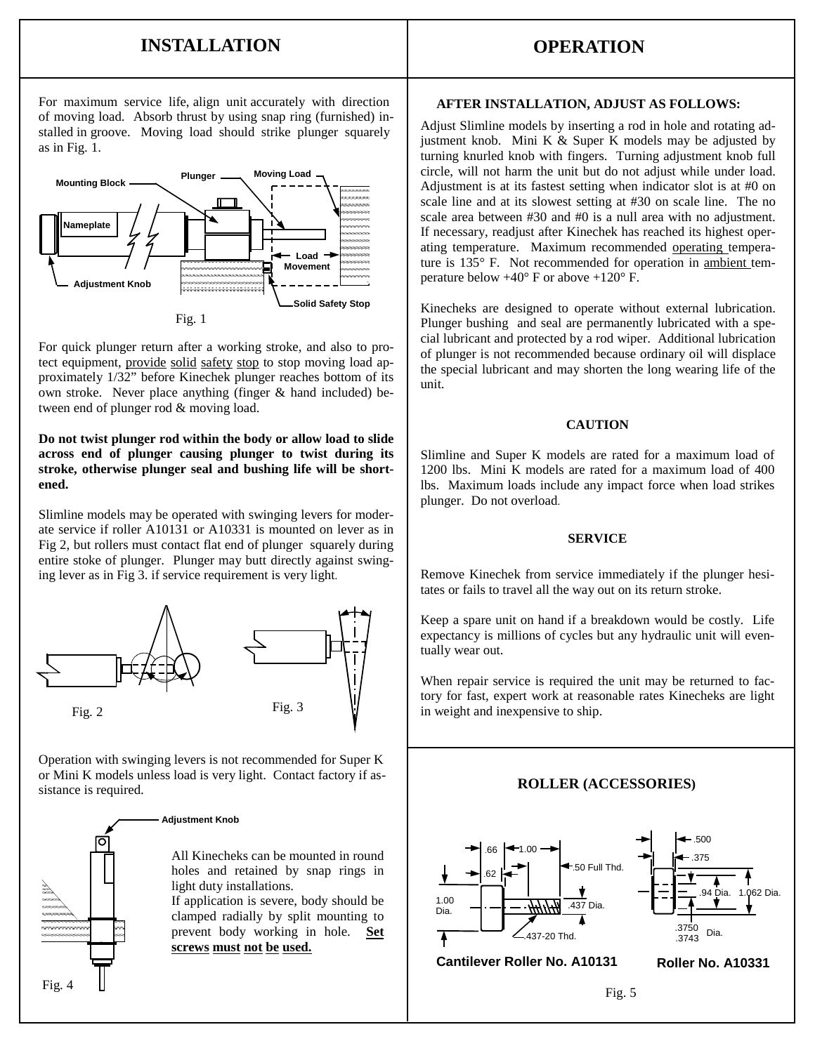## INSTALLATION

For maximum service life, align unit accurately with direction of moving load. Absorb thrust by using snap ring (furnished) installed in groove. Moving load should strike plunger squarely as in Fig. 1.

Mounting Block
Plunger
Moving Load
Nameplate
Load Movement
Adjustment Knob
Solid Safety Stop

Fig. 1

For quick plunger return after a working stroke, and also to protect equipment, provide solid safety stop to stop moving load approximately 1/32" before Kinechek plunger reaches bottom of its own stroke. Never place anything (finger & hand included) between end of plunger rod & moving load.

**Do not twist plunger rod within the body or allow load to slide across end of plunger causing plunger to twist during its stroke, otherwise plunger seal and bushing life will be shortened.**

Slimline models may be operated with swinging levers for moderate service if roller A10131 or A10331 is mounted on lever as in Fig 2, but rollers must contact flat end of plunger squarely during entire stoke of plunger. Plunger may butt directly against swinging lever as in Fig 3. if service requirement is very light.

Fig. 2

Fig. 3

Operation with swinging levers is not recommended for Super K or Mini K models unless load is very light. Contact factory if assistance is required.

Adjustment Knob

All Kinecheks can be mounted in round holes and retained by snap rings in light duty installations.
If application is severe, body should be clamped radially by split mounting to prevent body working in hole. **Set screws must not be used.**

Fig. 4

## OPERATION

**AFTER INSTALLATION, ADJUST AS FOLLOWS:**

Adjust Slimline models by inserting a rod in hole and rotating adjustment knob. Mini K & Super K models may be adjusted by turning knurled knob with fingers. Turning adjustment knob full circle, will not harm the unit but do not adjust while under load. Adjustment is at its fastest setting when indicator slot is at #0 on scale line and at its slowest setting at #30 on scale line. The no scale area between #30 and #0 is a null area with no adjustment. If necessary, readjust after Kinechek has reached its highest operating temperature. Maximum recommended operating temperature is 135° F. Not recommended for operation in ambient temperature below +40° F or above +120° F.

Kinecheks are designed to operate without external lubrication. Plunger bushing and seal are permanently lubricated with a special lubricant and protected by a rod wiper. Additional lubrication of plunger is not recommended because ordinary oil will displace the special lubricant and may shorten the long wearing life of the unit.

### CAUTION

Slimline and Super K models are rated for a maximum load of 1200 lbs. Mini K models are rated for a maximum load of 400 lbs. Maximum loads include any impact force when load strikes plunger. Do not overload.

### SERVICE

Remove Kinechek from service immediately if the plunger hesitates or fails to travel all the way out on its return stroke.

Keep a spare unit on hand if a breakdown would be costly. Life expectancy is millions of cycles but any hydraulic unit will eventually wear out.

When repair service is required the unit may be returned to factory for fast, expert work at reasonable rates Kinechecks are light in weight and inexpensive to ship.

### ROLLER (ACCESSORIES)

.66
1.00
.62
.50 Full Thd.
1.00 Dia.
.437 Dia.
.437-20 Thd.

**Cantilever Roller No. A10131**

.500
.375
.94 Dia.
1.062 Dia.
.3750
.3743
Dia.

**Roller No. A10331**

Fig. 5